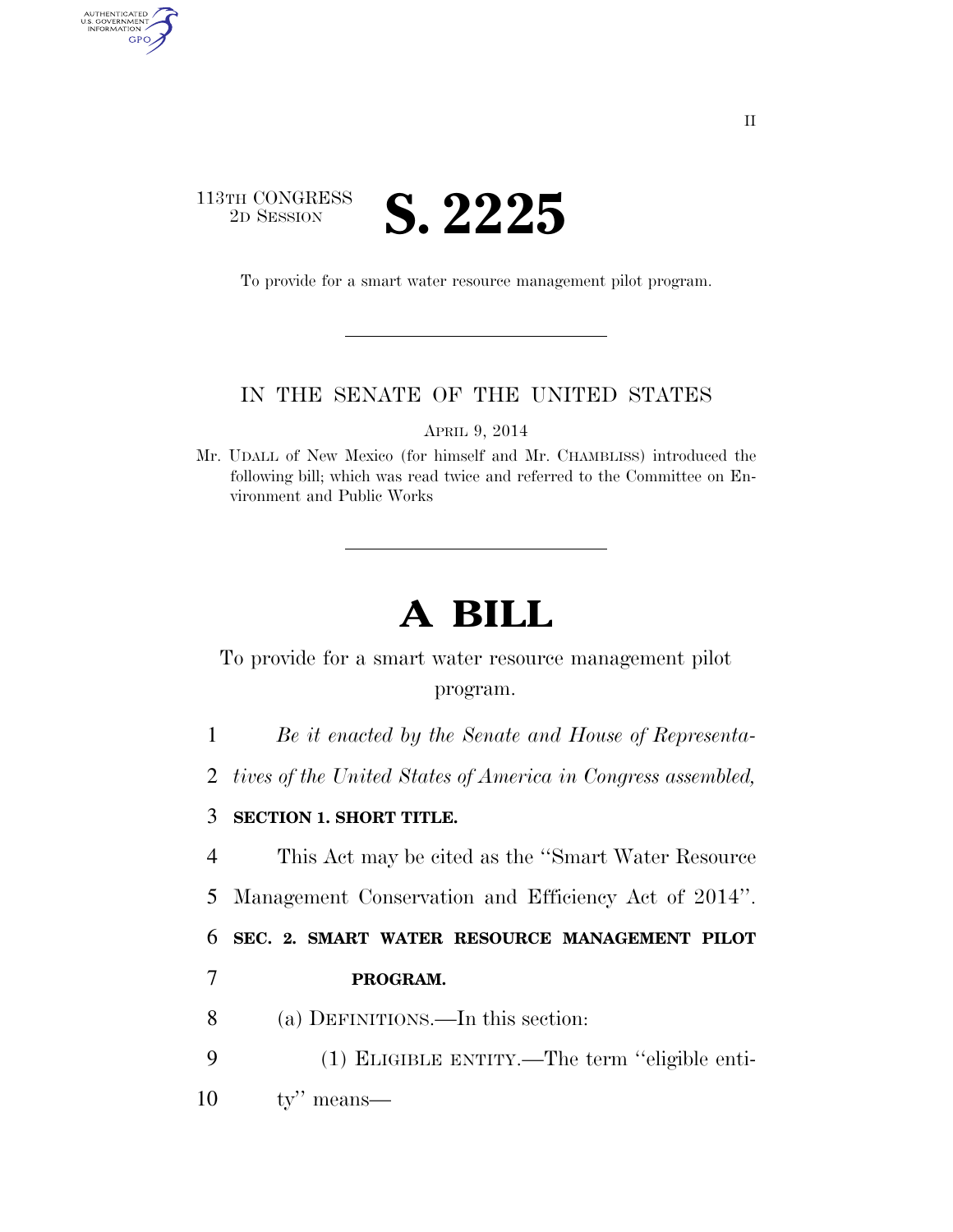113TH CONGRESS
2D SESSION

# S. 2225

To provide for a smart water resource management pilot program.

IN THE SENATE OF THE UNITED STATES

APRIL 9, 2014

Mr. UDALL of New Mexico (for himself and Mr. CHAMBLISS) introduced the following bill; which was read twice and referred to the Committee on Environment and Public Works

# A BILL

To provide for a smart water resource management pilot program.

*Be it enacted by the Senate and House of Representatives of the United States of America in Congress assembled,*

**SECTION 1. SHORT TITLE.**

This Act may be cited as the "Smart Water Resource Management Conservation and Efficiency Act of 2014".

**SEC. 2. SMART WATER RESOURCE MANAGEMENT PILOT PROGRAM.**

(a) DEFINITIONS.—In this section:

(1) ELIGIBLE ENTITY.—The term "eligible entity" means—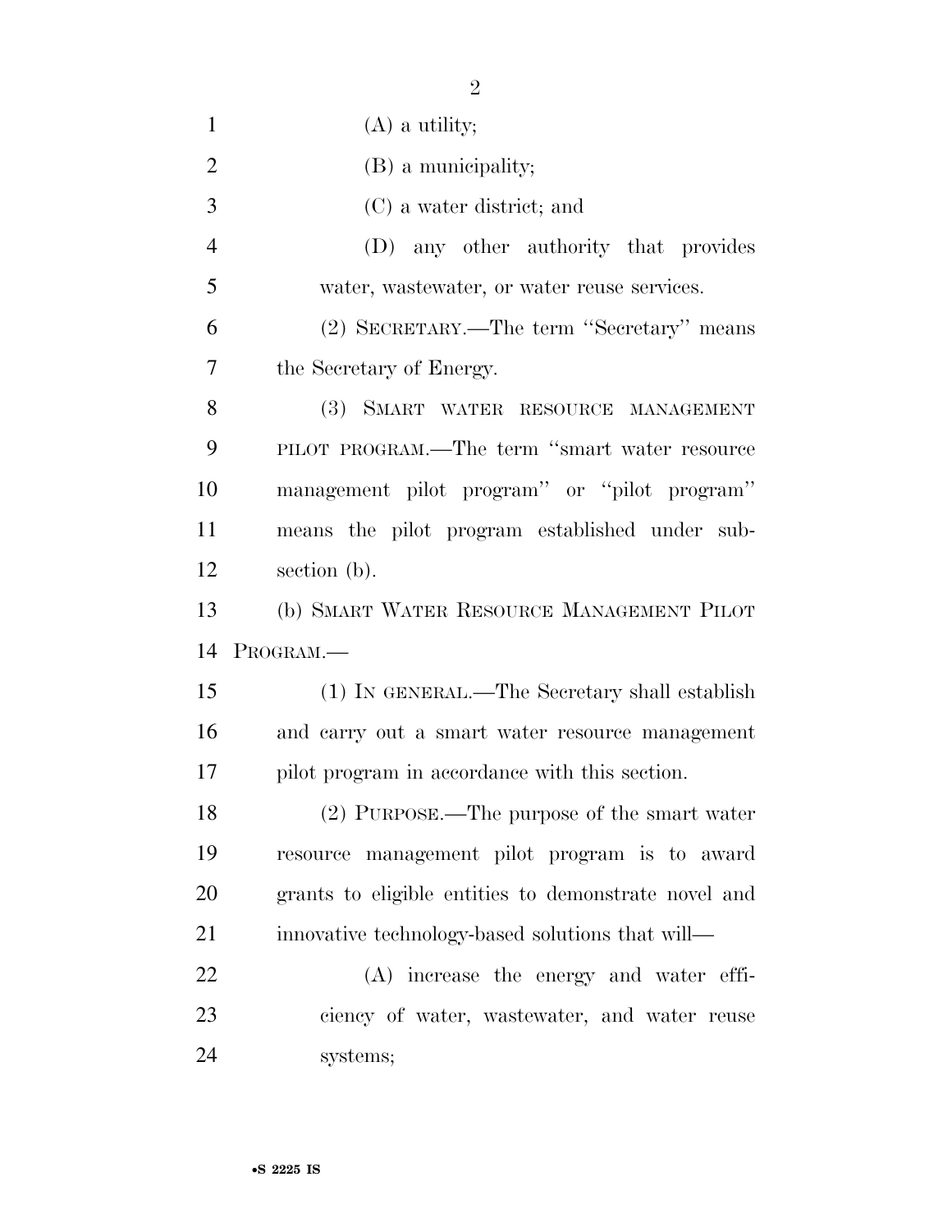(A) a utility;

(B) a municipality;

(C) a water district; and

(D) any other authority that provides water, wastewater, or water reuse services.

(2) SECRETARY.—The term ''Secretary'' means the Secretary of Energy.

(3) SMART WATER RESOURCE MANAGEMENT PILOT PROGRAM.—The term ''smart water resource management pilot program'' or ''pilot program'' means the pilot program established under subsection (b).

(b) SMART WATER RESOURCE MANAGEMENT PILOT PROGRAM.—

(1) IN GENERAL.—The Secretary shall establish and carry out a smart water resource management pilot program in accordance with this section.

(2) PURPOSE.—The purpose of the smart water resource management pilot program is to award grants to eligible entities to demonstrate novel and innovative technology-based solutions that will—

(A) increase the energy and water efficiency of water, wastewater, and water reuse systems;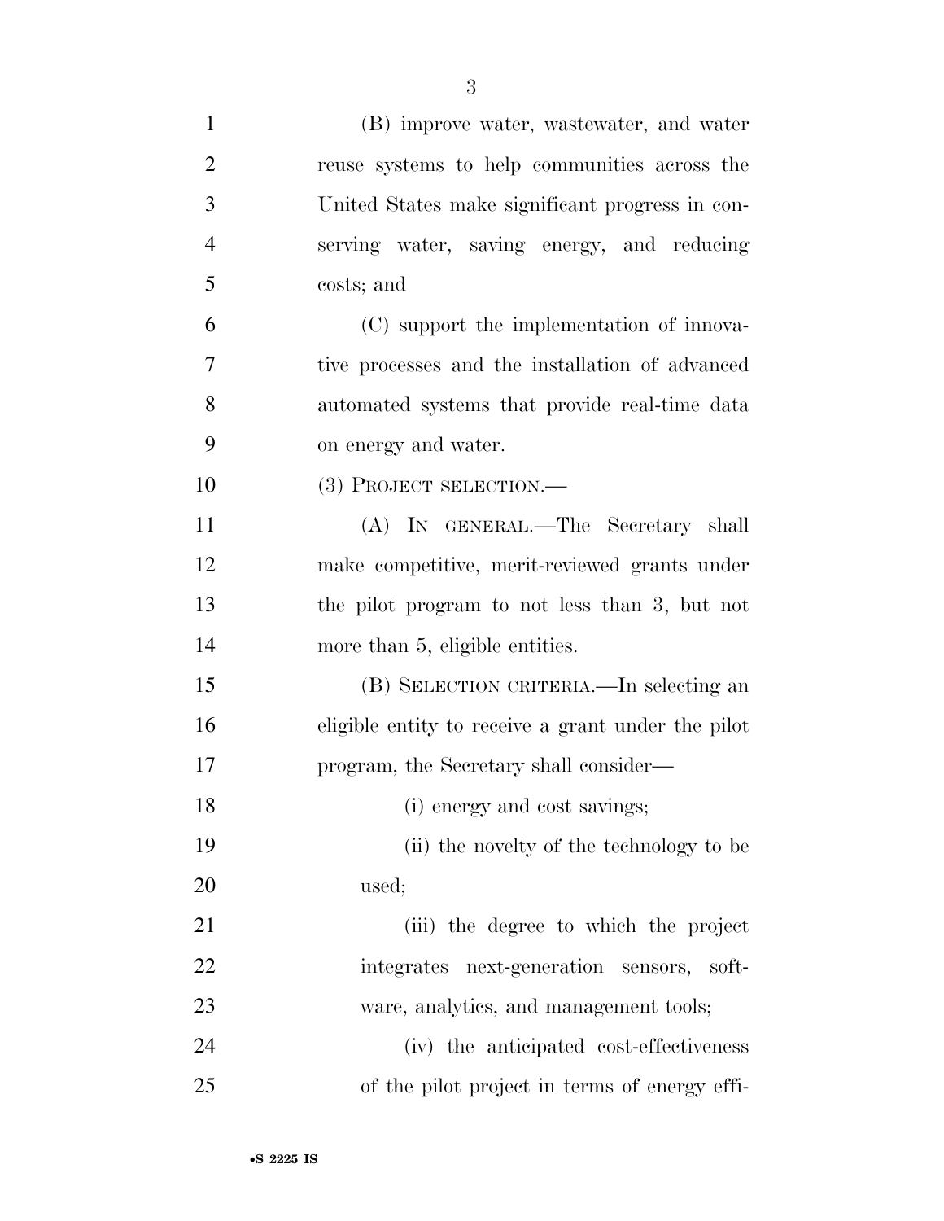(B) improve water, wastewater, and water reuse systems to help communities across the United States make significant progress in conserving water, saving energy, and reducing costs; and

(C) support the implementation of innovative processes and the installation of advanced automated systems that provide real-time data on energy and water.

(3) PROJECT SELECTION.—

(A) IN GENERAL.—The Secretary shall make competitive, merit-reviewed grants under the pilot program to not less than 3, but not more than 5, eligible entities.

(B) SELECTION CRITERIA.—In selecting an eligible entity to receive a grant under the pilot program, the Secretary shall consider—

(i) energy and cost savings;

(ii) the novelty of the technology to be used;

(iii) the degree to which the project integrates next-generation sensors, software, analytics, and management tools;

(iv) the anticipated cost-effectiveness of the pilot project in terms of energy effi-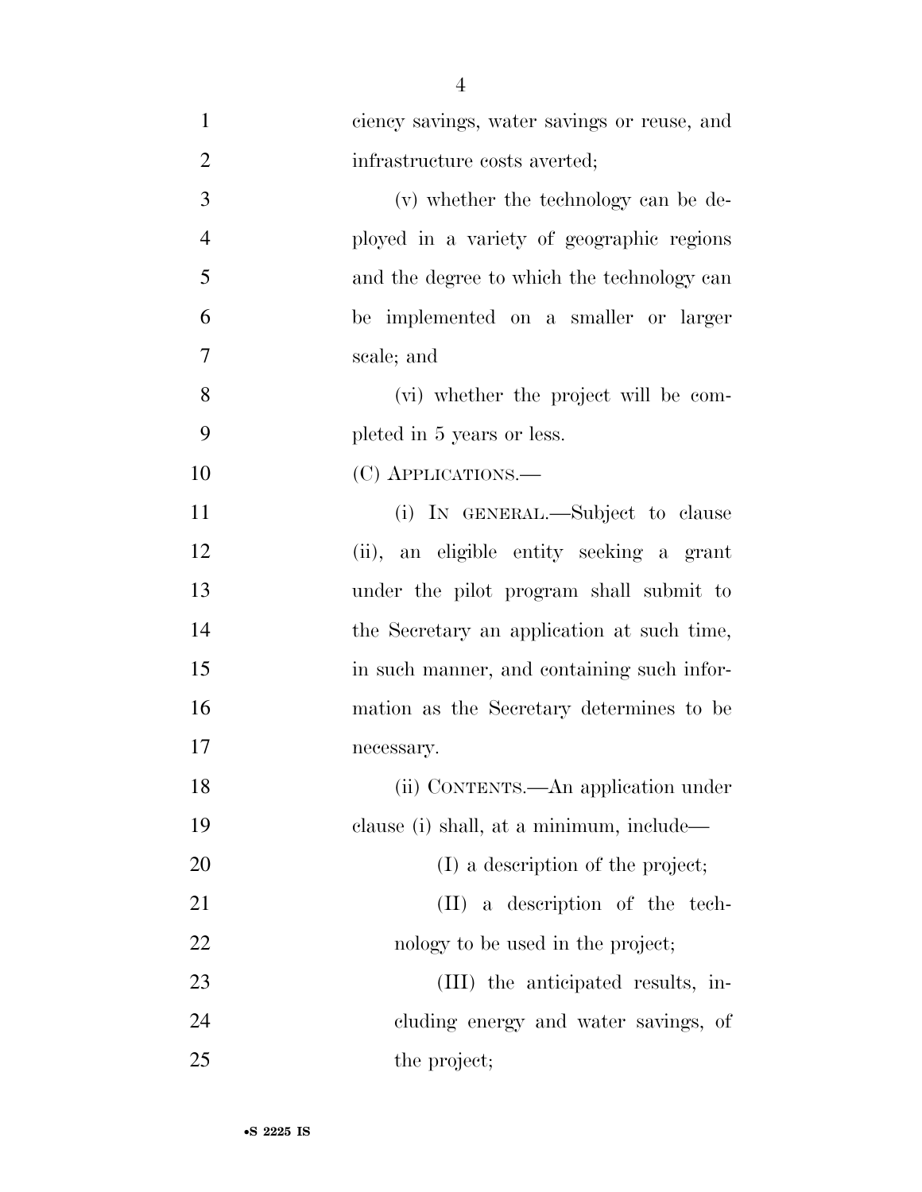ciency savings, water savings or reuse, and infrastructure costs averted;

(v) whether the technology can be deployed in a variety of geographic regions and the degree to which the technology can be implemented on a smaller or larger scale; and

(vi) whether the project will be completed in 5 years or less.

(C) APPLICATIONS.—

(i) IN GENERAL.—Subject to clause (ii), an eligible entity seeking a grant under the pilot program shall submit to the Secretary an application at such time, in such manner, and containing such information as the Secretary determines to be necessary.

(ii) CONTENTS.—An application under clause (i) shall, at a minimum, include—

(I) a description of the project;

(II) a description of the technology to be used in the project;

(III) the anticipated results, including energy and water savings, of the project;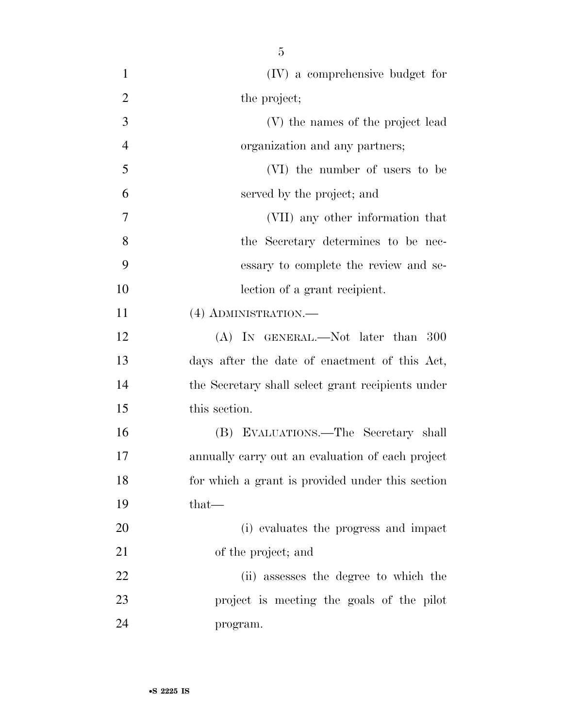(IV) a comprehensive budget for the project;

(V) the names of the project lead organization and any partners;

(VI) the number of users to be served by the project; and

(VII) any other information that the Secretary determines to be necessary to complete the review and selection of a grant recipient.

(4) ADMINISTRATION.—

(A) IN GENERAL.—Not later than 300 days after the date of enactment of this Act, the Secretary shall select grant recipients under this section.

(B) EVALUATIONS.—The Secretary shall annually carry out an evaluation of each project for which a grant is provided under this section that—

(i) evaluates the progress and impact of the project; and

(ii) assesses the degree to which the project is meeting the goals of the pilot program.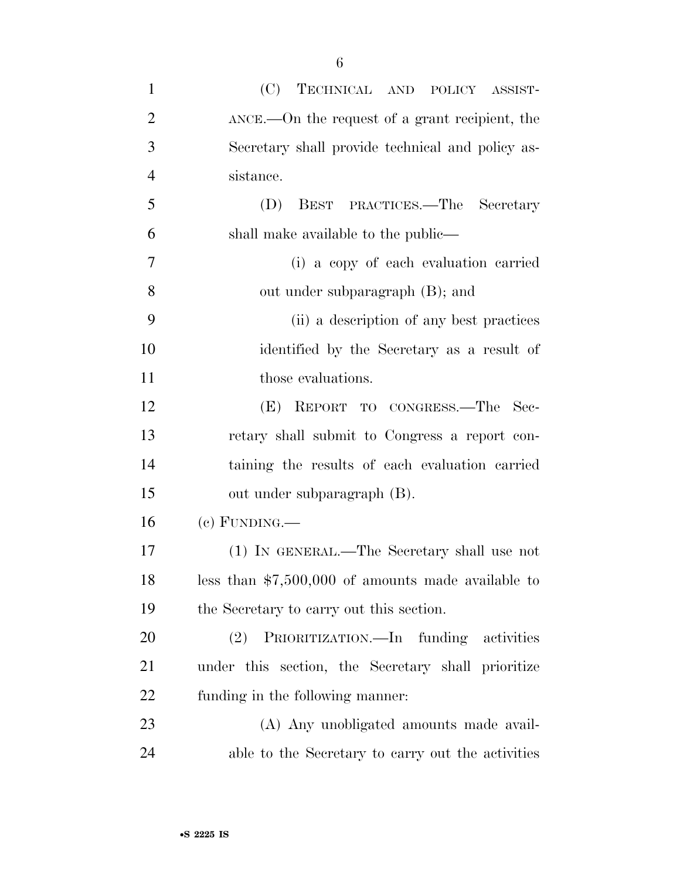(C) TECHNICAL AND POLICY ASSISTANCE.—On the request of a grant recipient, the Secretary shall provide technical and policy assistance.

(D) BEST PRACTICES.—The Secretary shall make available to the public—

(i) a copy of each evaluation carried out under subparagraph (B); and

(ii) a description of any best practices identified by the Secretary as a result of those evaluations.

(E) REPORT TO CONGRESS.—The Secretary shall submit to Congress a report containing the results of each evaluation carried out under subparagraph (B).

(c) FUNDING.—

(1) IN GENERAL.—The Secretary shall use not less than $7,500,000 of amounts made available to the Secretary to carry out this section.

(2) PRIORITIZATION.—In funding activities under this section, the Secretary shall prioritize funding in the following manner:

(A) Any unobligated amounts made available to the Secretary to carry out the activities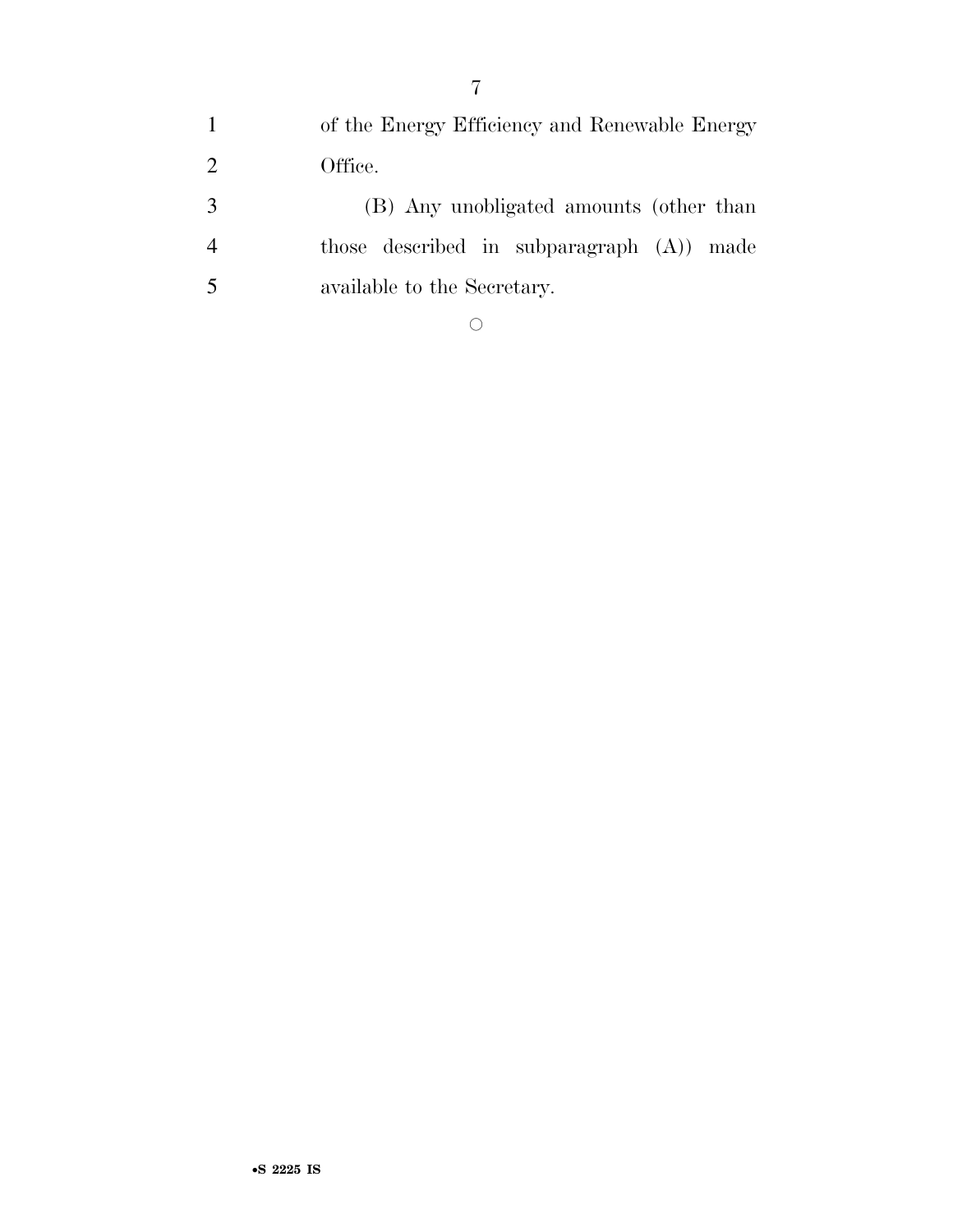of the Energy Efficiency and Renewable Energy Office.

(B) Any unobligated amounts (other than those described in subparagraph (A)) made available to the Secretary.

○